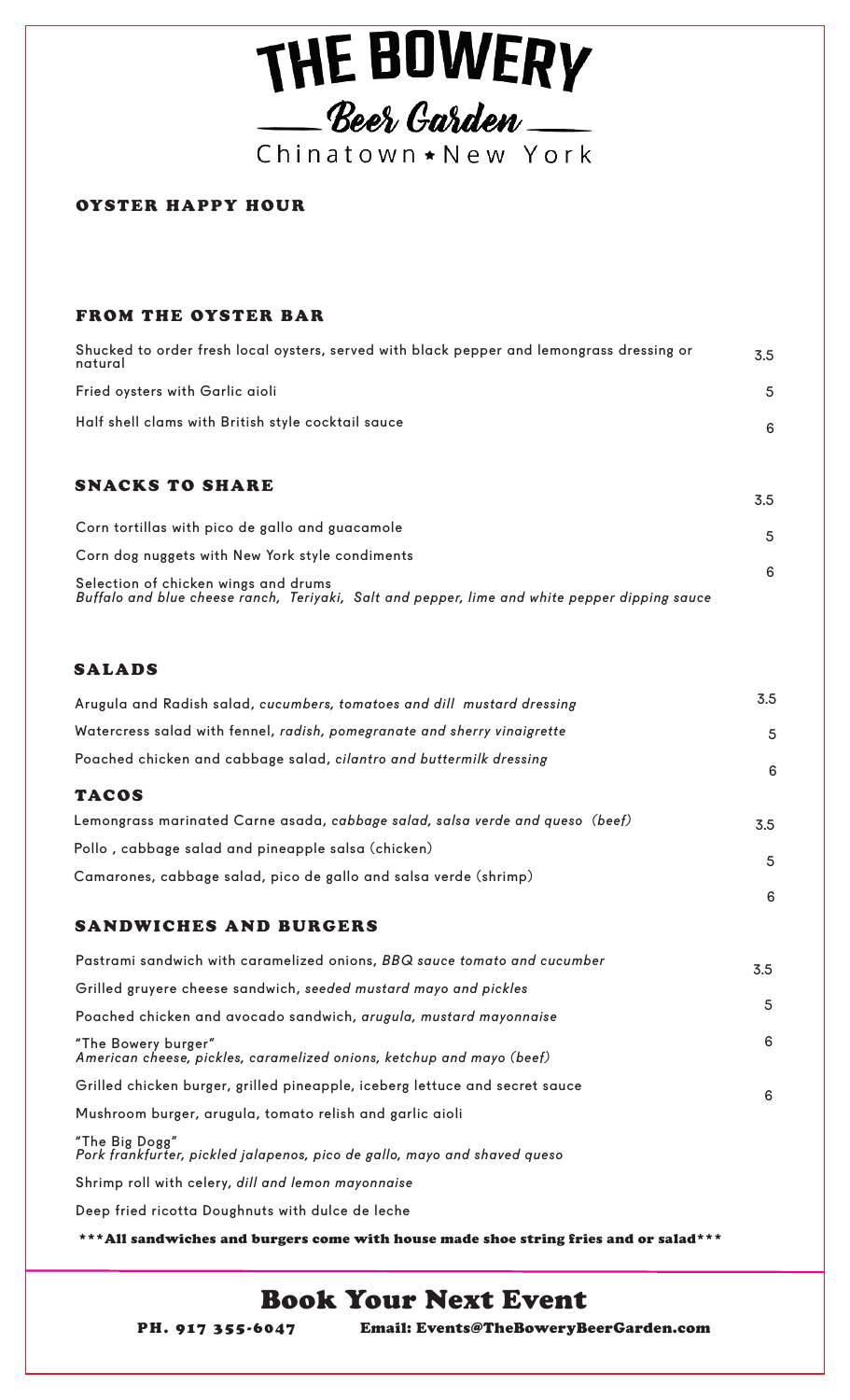# THE BOWERY

## Beer Garden

Chinatown ★ New York

### OYSTER HAPPY HOUR

### FROM THE OYSTER BAR

Shucked to order fresh local oysters, served with black pepper and lemongrass dressing or natural 3.5

Fried oysters with Garlic aioli 5

Half shell clams with British style cocktail sauce 6

### SNACKS TO SHARE

3.5

Corn tortillas with pico de gallo and guacamole

5

Corn dog nuggets with New York style condiments

6

Selection of chicken wings and drums
*Buffalo and blue cheese ranch, Teriyaki, Salt and pepper, lime and white pepper dipping sauce*

### SALADS

Arugula and Radish salad, *cucumbers, tomatoes and dill mustard dressing* 3.5

Watercress salad with fennel, *radish, pomegranate and sherry vinaigrette* 5

Poached chicken and cabbage salad, *cilantro and buttermilk dressing* 6

### TACOS

Lemongrass marinated Carne asada, *cabbage salad, salsa verde and queso (beef)* 3.5

Pollo , cabbage salad and pineapple salsa (chicken)

5

Camarones, cabbage salad, pico de gallo and salsa verde (shrimp)

6

### SANDWICHES AND BURGERS

Pastrami sandwich with caramelized onions, *BBQ sauce tomato and cucumber*

3.5

Grilled gruyere cheese sandwich, *seeded mustard mayo and pickles*

5

Poached chicken and avocado sandwich, *arugula, mustard mayonnaise*

6

"The Bowery burger"
*American cheese, pickles, caramelized onions, ketchup and mayo (beef)*

Grilled chicken burger, grilled pineapple, iceberg lettuce and secret sauce

6

Mushroom burger, arugula, tomato relish and garlic aioli

"The Big Dogg"
*Pork frankfurter, pickled jalapenos, pico de gallo, mayo and shaved queso*

Shrimp roll with celery, *dill and lemon mayonnaise*

Deep fried ricotta Doughnuts with dulce de leche

**\*\*\*All sandwiches and burgers come with house made shoe string fries and or salad\*\*\***

## Book Your Next Event

**PH. 917 355-6047** **Email: Events@TheBoweryBeerGarden.com**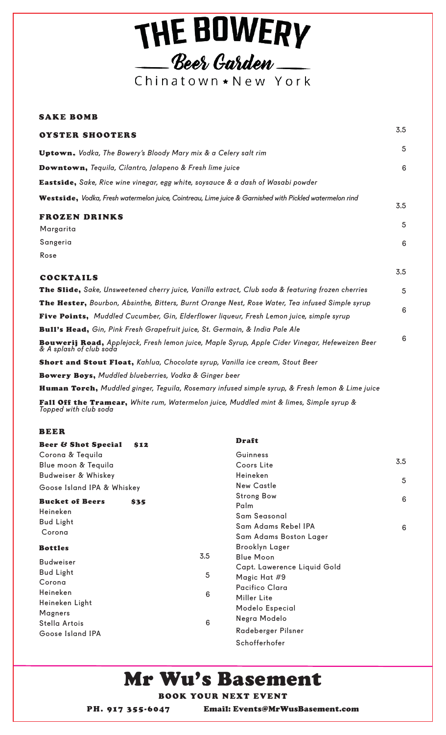# THE BOWERY

## Beer Garden

Chinatown ★ New York

### SAKE BOMB

### OYSTER SHOOTERS

**Uptown.** *Vodka, The Bowery's Bloody Mary mix & a Celery salt rim*

**Downtown,** *Tequila, Cilantro, Jalapeno & Fresh lime juice*

**Eastside,** *Sake, Rice wine vinegar, egg white, soysauce & a dash of Wasabi powder*

**Westside,** *Vodka, Fresh watermelon juice, Cointreau, Lime juice & Garnished with Pickled watermelon rind*

### FROZEN DRINKS

Margarita

Sangeria

Rose

### COCKTAILS

**The Slide,** *Sake, Unsweetened cherry juice, Vanilla extract, Club soda & featuring frozen cherries*

**The Hester,** *Bourbon, Absinthe, Bitters, Burnt Orange Nest, Rose Water, Tea infused Simple syrup*

**Five Points,** *Muddled Cucumber, Gin, Elderflower liqueur, Fresh Lemon juice, simple syrup*

**Bull's Head,** *Gin, Pink Fresh Grapefruit juice, St. Germain, & India Pale Ale*

**Bouwerij Road,** *Applejack, Fresh lemon juice, Maple Syrup, Apple Cider Vinegar, Hefeweizen Beer & A splash of club soda*

**Short and Stout Float,** *Kahlua, Chocolate syrup, Vanilla ice cream, Stout Beer*

**Bowery Boys,** *Muddled blueberries, Vodka & Ginger beer*

**Human Torch,** *Muddled ginger, Teguila, Rosemary infused simple syrup, & Fresh lemon & Lime juice*

**Fall Off the Tramcar,** *White rum, Watermelon juice, Muddled mint & limes, Simple syrup & Topped with club soda*

3.5
5
6
3.5
5
6
3.5
5
6
6

### BEER

**Beer & Shot Special $12**

Corona & Tequila

Blue moon & Tequila

Budweiser & Whiskey

Goose Island IPA & Whiskey

**Bucket of Beers $35**

Heineken

Bud Light

Corona

**Bottles**

Budweiser

Bud Light

Corona

Heineken

Heineken Light

Magners

Stella Artois

Goose Island IPA

3.5
5
6
6

**Draft**

Guinness

Coors Lite

Heineken

New Castle

Strong Bow

Palm

Sam Seasonal

Sam Adams Rebel IPA

Sam Adams Boston Lager

Brooklyn Lager

Blue Moon

Capt. Lawerence Liquid Gold

Magic Hat #9

Pacifico Clara

Miller Lite

Modelo Especial

Negra Modelo

Radeberger Pilsner

Schofferhofer

3.5
5
6
6

## Mr Wu's Basement

**BOOK YOUR NEXT EVENT**

**PH. 917 355-6047** **Email: Events@MrWusBasement.com**